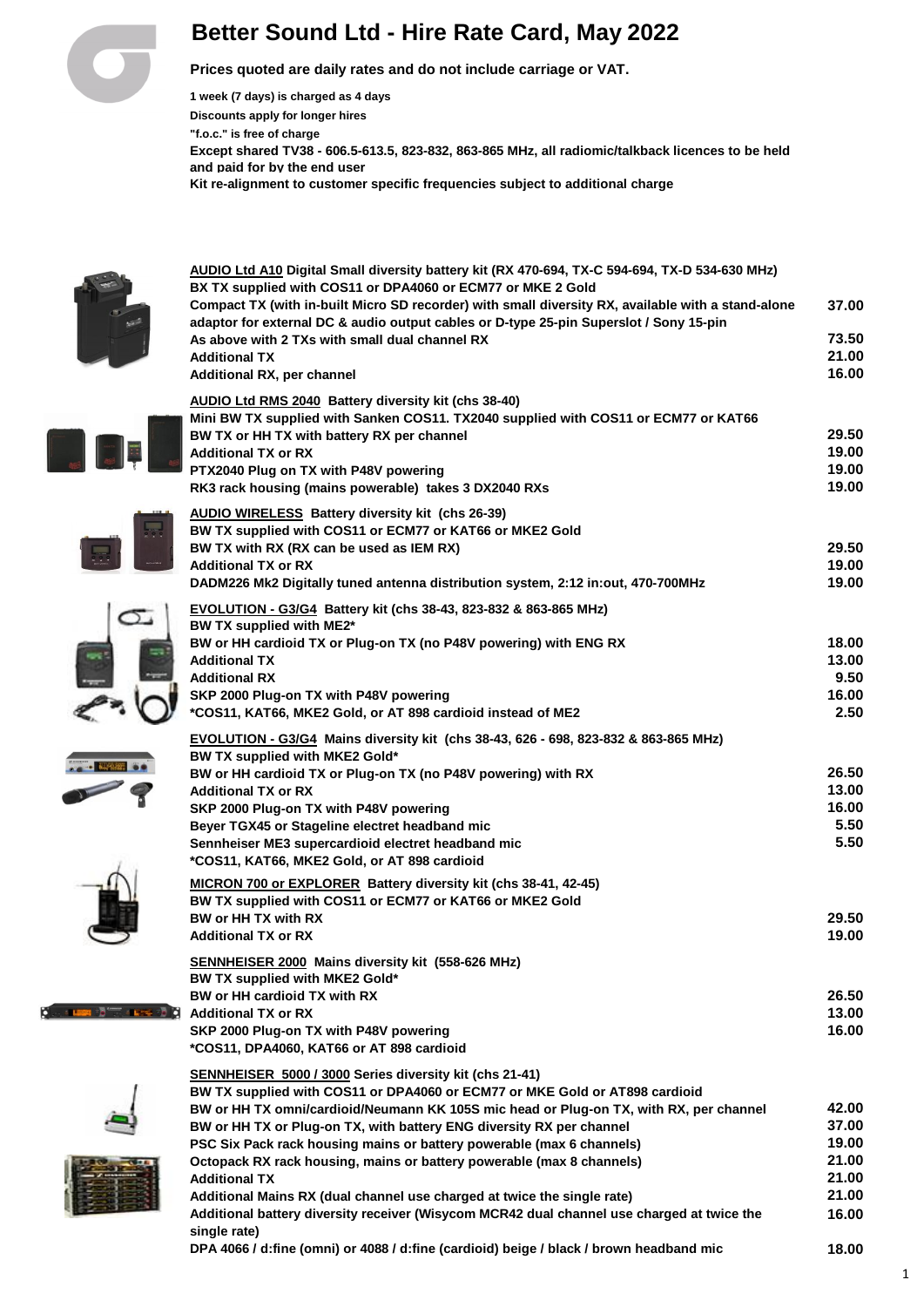# Better Sound Ltd - Hire Rate Card, May 2022

**Prices quoted are daily rates and do not include carriage or VAT.**

**1 week (7 days) is charged as 4 days**

**Discounts apply for longer hires**

**"f.o.c." is free of charge**

**Except shared TV38 - 606.5-613.5, 823-832, 863-865 MHz, all radiomic/talkback licences to be held and paid for by the end user**

**Kit re-alignment to customer specific frequencies subject to additional charge**

| Item | Rate |
|---|---|
| **AUDIO Ltd A10 Digital Small diversity battery kit (RX 470-694, TX-C 594-694, TX-D 534-630 MHz)** | |
| BX TX supplied with COS11 or DPA4060 or ECM77 or MKE 2 Gold | |
| Compact TX (with in-built Micro SD recorder) with small diversity RX, available with a stand-alone adaptor for external DC & audio output cables or D-type 25-pin Superslot / Sony 15-pin | 37.00 |
| As above with 2 TXs with small dual channel RX | 73.50 |
| Additional TX | 21.00 |
| Additional RX, per channel | 16.00 |
| **AUDIO Ltd RMS 2040 Battery diversity kit (chs 38-40)** | |
| Mini BW TX supplied with Sanken COS11. TX2040 supplied with COS11 or ECM77 or KAT66 | |
| BW TX or HH TX with battery RX per channel | 29.50 |
| Additional TX or RX | 19.00 |
| PTX2040 Plug on TX with P48V powering | 19.00 |
| RK3 rack housing (mains powerable) takes 3 DX2040 RXs | 19.00 |
| **AUDIO WIRELESS Battery diversity kit (chs 26-39)** | |
| BW TX supplied with COS11 or ECM77 or KAT66 or MKE2 Gold | |
| BW TX with RX (RX can be used as IEM RX) | 29.50 |
| Additional TX or RX | 19.00 |
| DADM226 Mk2 Digitally tuned antenna distribution system, 2:12 in:out, 470-700MHz | 19.00 |
| **EVOLUTION - G3/G4 Battery kit (chs 38-43, 823-832 & 863-865 MHz)** | |
| BW TX supplied with ME2* | |
| BW or HH cardioid TX or Plug-on TX (no P48V powering) with ENG RX | 18.00 |
| Additional TX | 13.00 |
| Additional RX | 9.50 |
| SKP 2000 Plug-on TX with P48V powering | 16.00 |
| *COS11, KAT66, MKE2 Gold, or AT 898 cardioid instead of ME2 | 2.50 |
| **EVOLUTION - G3/G4 Mains diversity kit (chs 38-43, 626 - 698, 823-832 & 863-865 MHz)** | |
| BW TX supplied with MKE2 Gold* | |
| BW or HH cardioid TX or Plug-on TX (no P48V powering) with RX | 26.50 |
| Additional TX or RX | 13.00 |
| SKP 2000 Plug-on TX with P48V powering | 16.00 |
| Beyer TGX45 or Stageline electret headband mic | 5.50 |
| Sennheiser ME3 supercardioid electret headband mic | 5.50 |
| *COS11, KAT66, MKE2 Gold, or AT 898 cardioid | |
| **MICRON 700 or EXPLORER Battery diversity kit (chs 38-41, 42-45)** | |
| BW TX supplied with COS11 or ECM77 or KAT66 or MKE2 Gold | |
| BW or HH TX with RX | 29.50 |
| Additional TX or RX | 19.00 |
| **SENNHEISER 2000 Mains diversity kit (558-626 MHz)** | |
| BW TX supplied with MKE2 Gold* | |
| BW or HH cardioid TX with RX | 26.50 |
| Additional TX or RX | 13.00 |
| SKP 2000 Plug-on TX with P48V powering | 16.00 |
| *COS11, DPA4060, KAT66 or AT 898 cardioid | |
| **SENNHEISER 5000 / 3000 Series diversity kit (chs 21-41)** | |
| BW TX supplied with COS11 or DPA4060 or ECM77 or MKE Gold or AT898 cardioid | |
| BW or HH TX omni/cardioid/Neumann KK 105S mic head or Plug-on TX, with RX, per channel | 42.00 |
| BW or HH or Plug-on TX, with battery ENG diversity RX per channel | 37.00 |
| PSC Six Pack rack housing mains or battery powerable (max 6 channels) | 19.00 |
| Octopack RX rack housing, mains or battery powerable (max 8 channels) | 21.00 |
| Additional TX | 21.00 |
| Additional Mains RX (dual channel use charged at twice the single rate) | 21.00 |
| Additional battery diversity receiver (Wisycom MCR42 dual channel use charged at twice the single rate) | 16.00 |
| DPA 4066 / d:fine (omni) or 4088 / d:fine (cardioid) beige / black / brown headband mic | 18.00 |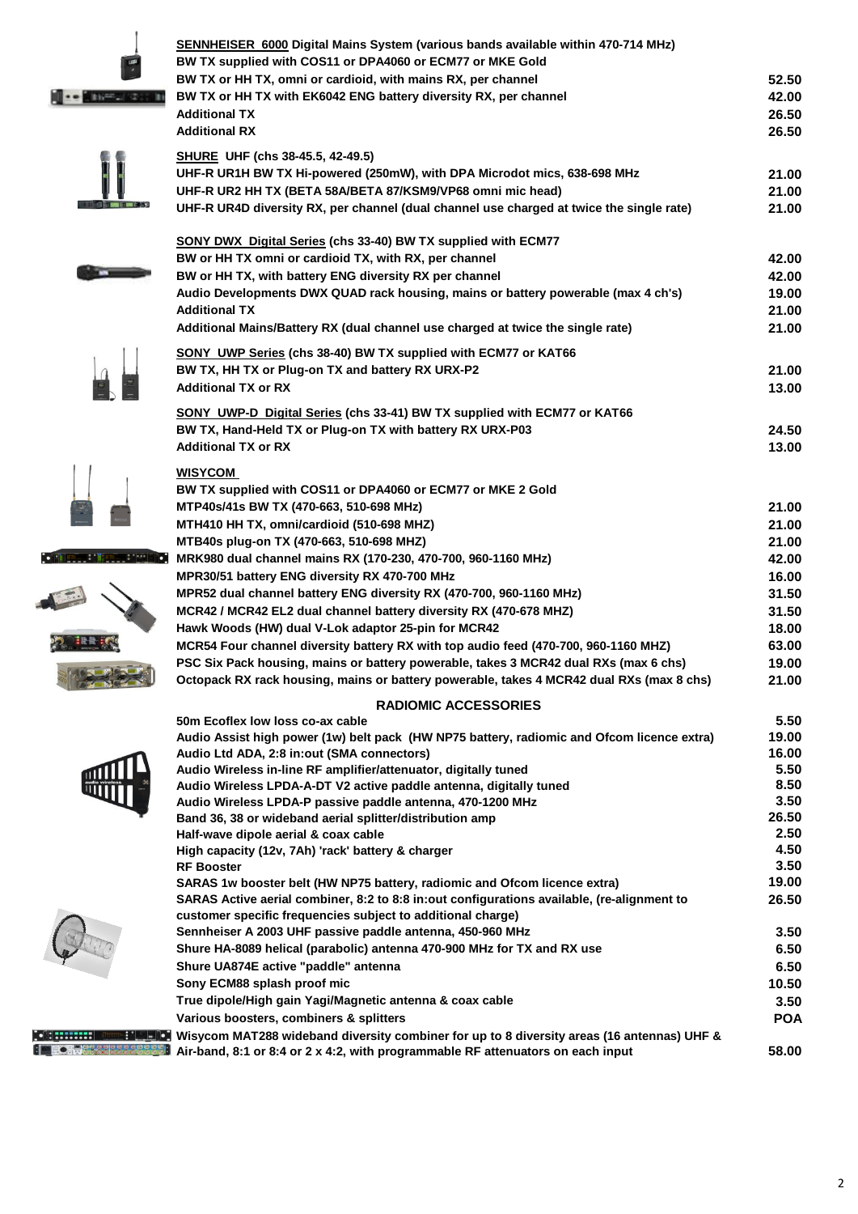| Item | Price |
| --- | --- |
| **SENNHEISER 6000 Digital Mains System (various bands available within 470-714 MHz)** | |
| **BW TX supplied with COS11 or DPA4060 or ECM77 or MKE Gold** | |
| **BW TX or HH TX, omni or cardioid, with mains RX, per channel** | **52.50** |
| **BW TX or HH TX with EK6042 ENG battery diversity RX, per channel** | **42.00** |
| **Additional TX** | **26.50** |
| **Additional RX** | **26.50** |
| **SHURE UHF (chs 38-45.5, 42-49.5)** | |
| **UHF-R UR1H BW TX Hi-powered (250mW), with DPA Microdot mics, 638-698 MHz** | **21.00** |
| **UHF-R UR2 HH TX (BETA 58A/BETA 87/KSM9/VP68 omni mic head)** | **21.00** |
| **UHF-R UR4D diversity RX, per channel (dual channel use charged at twice the single rate)** | **21.00** |
| **SONY DWX Digital Series (chs 33-40) BW TX supplied with ECM77** | |
| **BW or HH TX omni or cardioid TX, with RX, per channel** | **42.00** |
| **BW or HH TX, with battery ENG diversity RX per channel** | **42.00** |
| **Audio Developments DWX QUAD rack housing, mains or battery powerable (max 4 ch's)** | **19.00** |
| **Additional TX** | **21.00** |
| **Additional Mains/Battery RX (dual channel use charged at twice the single rate)** | **21.00** |
| **SONY UWP Series (chs 38-40) BW TX supplied with ECM77 or KAT66** | |
| **BW TX, HH TX or Plug-on TX and battery RX URX-P2** | **21.00** |
| **Additional TX or RX** | **13.00** |
| **SONY UWP-D Digital Series (chs 33-41) BW TX supplied with ECM77 or KAT66** | |
| **BW TX, Hand-Held TX or Plug-on TX with battery RX URX-P03** | **24.50** |
| **Additional TX or RX** | **13.00** |
| **WISYCOM** | |
| **BW TX supplied with COS11 or DPA4060 or ECM77 or MKE 2 Gold** | |
| **MTP40s/41s BW TX (470-663, 510-698 MHz)** | **21.00** |
| **MTH410 HH TX, omni/cardioid (510-698 MHZ)** | **21.00** |
| **MTB40s plug-on TX (470-663, 510-698 MHZ)** | **21.00** |
| **MRK980 dual channel mains RX (170-230, 470-700, 960-1160 MHz)** | **42.00** |
| **MPR30/51 battery ENG diversity RX 470-700 MHz** | **16.00** |
| **MPR52 dual channel battery ENG diversity RX (470-700, 960-1160 MHz)** | **31.50** |
| **MCR42 / MCR42 EL2 dual channel battery diversity RX (470-678 MHZ)** | **31.50** |
| **Hawk Woods (HW) dual V-Lok adaptor 25-pin for MCR42** | **18.00** |
| **MCR54 Four channel diversity battery RX with top audio feed (470-700, 960-1160 MHZ)** | **63.00** |
| **PSC Six Pack housing, mains or battery powerable, takes 3 MCR42 dual RXs (max 6 chs)** | **19.00** |
| **Octopack RX rack housing, mains or battery powerable, takes 4 MCR42 dual RXs (max 8 chs)** | **21.00** |

## RADIOMIC ACCESSORIES

| Item | Price |
| --- | --- |
| **50m Ecoflex low loss co-ax cable** | **5.50** |
| **Audio Assist high power (1w) belt pack (HW NP75 battery, radiomic and Ofcom licence extra)** | **19.00** |
| **Audio Ltd ADA, 2:8 in:out (SMA connectors)** | **16.00** |
| **Audio Wireless in-line RF amplifier/attenuator, digitally tuned** | **5.50** |
| **Audio Wireless LPDA-A-DT V2 active paddle antenna, digitally tuned** | **8.50** |
| **Audio Wireless LPDA-P passive paddle antenna, 470-1200 MHz** | **3.50** |
| **Band 36, 38 or wideband aerial splitter/distribution amp** | **26.50** |
| **Half-wave dipole aerial & coax cable** | **2.50** |
| **High capacity (12v, 7Ah) 'rack' battery & charger** | **4.50** |
| **RF Booster** | **3.50** |
| **SARAS 1w booster belt (HW NP75 battery, radiomic and Ofcom licence extra)** | **19.00** |
| **SARAS Active aerial combiner, 8:2 to 8:8 in:out configurations available, (re-alignment to customer specific frequencies subject to additional charge)** | **26.50** |
| **Sennheiser A 2003 UHF passive paddle antenna, 450-960 MHz** | **3.50** |
| **Shure HA-8089 helical (parabolic) antenna 470-900 MHz for TX and RX use** | **6.50** |
| **Shure UA874E active "paddle" antenna** | **6.50** |
| **Sony ECM88 splash proof mic** | **10.50** |
| **True dipole/High gain Yagi/Magnetic antenna & coax cable** | **3.50** |
| **Various boosters, combiners & splitters** | **POA** |
| **Wisycom MAT288 wideband diversity combiner for up to 8 diversity areas (16 antennas) UHF & Air-band, 8:1 or 8:4 or 2 x 4:2, with programmable RF attenuators on each input** | **58.00** |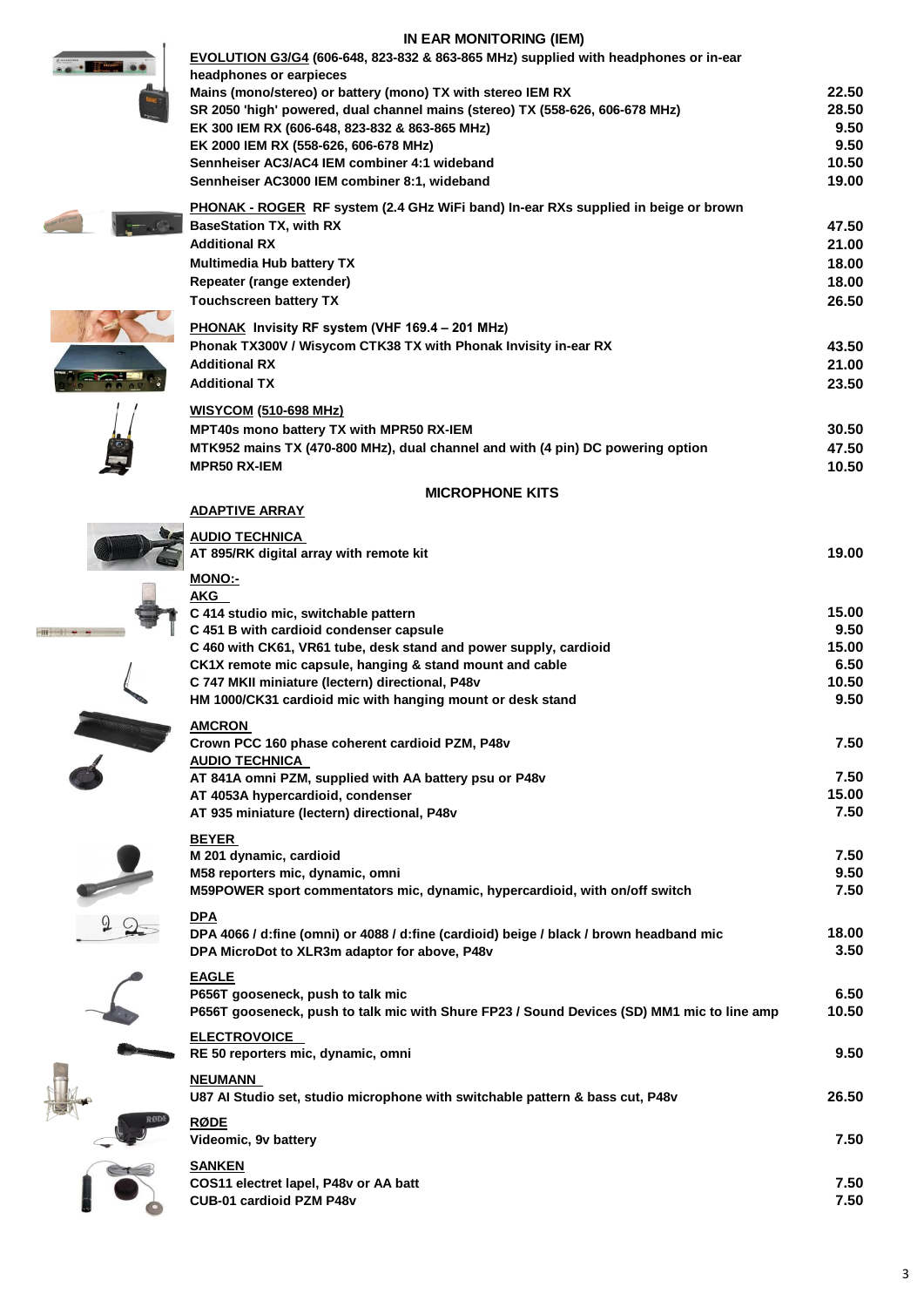## IN EAR MONITORING (IEM)

**EVOLUTION G3/G4 (606-648, 823-832 & 863-865 MHz) supplied with headphones or in-ear headpieces**

| | |
|---|---|
| Mains (mono/stereo) or battery (mono) TX with stereo IEM RX | 22.50 |
| SR 2050 'high' powered, dual channel mains (stereo) TX (558-626, 606-678 MHz) | 28.50 |
| EK 300 IEM RX (606-648, 823-832 & 863-865 MHz) | 9.50 |
| EK 2000 IEM RX (558-626, 606-678 MHz) | 9.50 |
| Sennheiser AC3/AC4 IEM combiner 4:1 wideband | 10.50 |
| Sennheiser AC3000 IEM combiner 8:1, wideband | 19.00 |

**PHONAK - ROGER RF system (2.4 GHz WiFi band) In-ear RXs supplied in beige or brown**

| | |
|---|---|
| BaseStation TX, with RX | 47.50 |
| Additional RX | 21.00 |
| Multimedia Hub battery TX | 18.00 |
| Repeater (range extender) | 18.00 |
| Touchscreen battery TX | 26.50 |

**PHONAK Invisity RF system (VHF 169.4 – 201 MHz)**

| | |
|---|---|
| Phonak TX300V / Wisycom CTK38 TX with Phonak Invisity in-ear RX | 43.50 |
| Additional RX | 21.00 |
| Additional TX | 23.50 |

**WISYCOM (510-698 MHz)**

| | |
|---|---|
| MPT40s mono battery TX with MPR50 RX-IEM | 30.50 |
| MTK952 mains TX (470-800 MHz), dual channel and with (4 pin) DC powering option | 47.50 |
| MPR50 RX-IEM | 10.50 |

## MICROPHONE KITS

**ADAPTIVE ARRAY**

**AUDIO TECHNICA**

| | |
|---|---|
| AT 895/RK digital array with remote kit | 19.00 |

**MONO:-**

**AKG**

| | |
|---|---|
| C 414 studio mic, switchable pattern | 15.00 |
| C 451 B with cardioid condenser capsule | 9.50 |
| C 460 with CK61, VR61 tube, desk stand and power supply, cardioid | 15.00 |
| CK1X remote mic capsule, hanging & stand mount and cable | 6.50 |
| C 747 MKII miniature (lectern) directional, P48v | 10.50 |
| HM 1000/CK31 cardioid mic with hanging mount or desk stand | 9.50 |

**AMCRON**

| | |
|---|---|
| Crown PCC 160 phase coherent cardioid PZM, P48v | 7.50 |

**AUDIO TECHNICA**

| | |
|---|---|
| AT 841A omni PZM, supplied with AA battery psu or P48v | 7.50 |
| AT 4053A hypercardioid, condenser | 15.00 |
| AT 935 miniature (lectern) directional, P48v | 7.50 |

**BEYER**

| | |
|---|---|
| M 201 dynamic, cardioid | 7.50 |
| M58 reporters mic, dynamic, omni | 9.50 |
| M59POWER sport commentators mic, dynamic, hypercardioid, with on/off switch | 7.50 |

**DPA**

| | |
|---|---|
| DPA 4066 / d:fine (omni) or 4088 / d:fine (cardioid) beige / black / brown headband mic | 18.00 |
| DPA MicroDot to XLR3m adaptor for above, P48v | 3.50 |

**EAGLE**

| | |
|---|---|
| P656T gooseneck, push to talk mic | 6.50 |
| P656T gooseneck, push to talk mic with Shure FP23 / Sound Devices (SD) MM1 mic to line amp | 10.50 |

**ELECTROVOICE**

| | |
|---|---|
| RE 50 reporters mic, dynamic, omni | 9.50 |

**NEUMANN**

| | |
|---|---|
| U87 AI Studio set, studio microphone with switchable pattern & bass cut, P48v | 26.50 |

**RØDE**

| | |
|---|---|
| Videomic, 9v battery | 7.50 |

**SANKEN**

| | |
|---|---|
| COS11 electret lapel, P48v or AA batt | 7.50 |
| CUB-01 cardioid PZM P48v | 7.50 |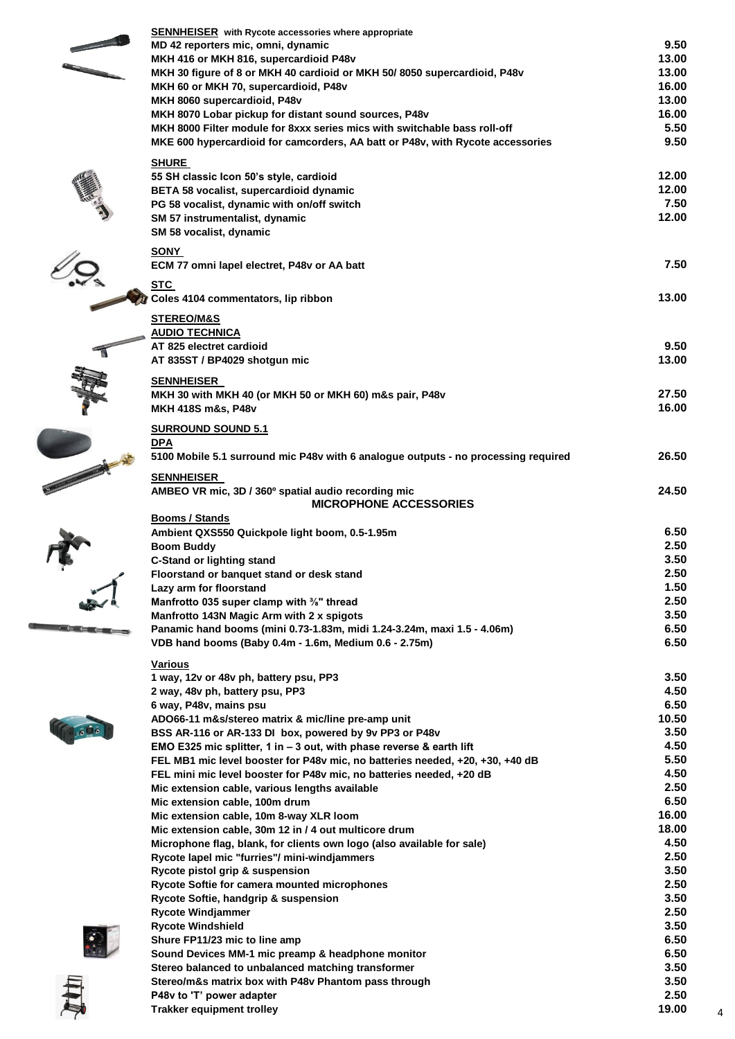**SENNHEISER** with Rycote accessories where appropriate

| Item | Price |
|---|---|
| MD 42 reporters mic, omni, dynamic | 9.50 |
| MKH 416 or MKH 816, supercardioid P48v | 13.00 |
| MKH 30 figure of 8 or MKH 40 cardioid or MKH 50/ 8050 supercardioid, P48v | 13.00 |
| MKH 60 or MKH 70, supercardioid, P48v | 16.00 |
| MKH 8060 supercardioid, P48v | 13.00 |
| MKH 8070 Lobar pickup for distant sound sources, P48v | 16.00 |
| MKH 8000 Filter module for 8xxx series mics with switchable bass roll-off | 5.50 |
| MKE 600 hypercardioid for camcorders, AA batt or P48v, with Rycote accessories | 9.50 |

**SHURE**

| Item | Price |
|---|---|
| 55 SH classic Icon 50's style, cardioid | 12.00 |
| BETA 58 vocalist, supercardioid dynamic | 12.00 |
| PG 58 vocalist, dynamic with on/off switch | 7.50 |
| SM 57 instrumentalist, dynamic | 12.00 |
| SM 58 vocalist, dynamic | |

**SONY**

| Item | Price |
|---|---|
| ECM 77 omni lapel electret, P48v or AA batt | 7.50 |

**STC**

| Item | Price |
|---|---|
| Coles 4104 commentators, lip ribbon | 13.00 |

**STEREO/M&S**

**AUDIO TECHNICA**

| Item | Price |
|---|---|
| AT 825 electret cardioid | 9.50 |
| AT 835ST / BP4029 shotgun mic | 13.00 |

**SENNHEISER**

| Item | Price |
|---|---|
| MKH 30 with MKH 40 (or MKH 50 or MKH 60) m&s pair, P48v | 27.50 |
| MKH 418S m&s, P48v | 16.00 |

**SURROUND SOUND 5.1**

**DPA**

| Item | Price |
|---|---|
| 5100 Mobile 5.1 surround mic P48v with 6 analogue outputs - no processing required | 26.50 |

**SENNHEISER**

| Item | Price |
|---|---|
| AMBEO VR mic, 3D / 360º spatial audio recording mic | 24.50 |

## MICROPHONE ACCESSORIES

**Booms / Stands**

| Item | Price |
|---|---|
| Ambient QXS550 Quickpole light boom, 0.5-1.95m | 6.50 |
| Boom Buddy | 2.50 |
| C-Stand or lighting stand | 3.50 |
| Floorstand or banquet stand or desk stand | 2.50 |
| Lazy arm for floorstand | 1.50 |
| Manfrotto 035 super clamp with ⅜" thread | 2.50 |
| Manfrotto 143N Magic Arm with 2 x spigots | 3.50 |
| Panamic hand booms (mini 0.73-1.83m, midi 1.24-3.24m, maxi 1.5 - 4.06m) | 6.50 |
| VDB hand booms (Baby 0.4m - 1.6m, Medium 0.6 - 2.75m) | 6.50 |

**Various**

| Item | Price |
|---|---|
| 1 way, 12v or 48v ph, battery psu, PP3 | 3.50 |
| 2 way, 48v ph, battery psu, PP3 | 4.50 |
| 6 way, P48v, mains psu | 6.50 |
| ADO66-11 m&s/stereo matrix & mic/line pre-amp unit | 10.50 |
| BSS AR-116 or AR-133 DI box, powered by 9v PP3 or P48v | 3.50 |
| EMO E325 mic splitter, 1 in – 3 out, with phase reverse & earth lift | 4.50 |
| FEL MB1 mic level booster for P48v mic, no batteries needed, +20, +30, +40 dB | 5.50 |
| FEL mini mic level booster for P48v mic, no batteries needed, +20 dB | 4.50 |
| Mic extension cable, various lengths available | 2.50 |
| Mic extension cable, 100m drum | 6.50 |
| Mic extension cable, 10m 8-way XLR loom | 16.00 |
| Mic extension cable, 30m 12 in / 4 out multicore drum | 18.00 |
| Microphone flag, blank, for clients own logo (also available for sale) | 4.50 |
| Rycote lapel mic "furries"/ mini-windjammers | 2.50 |
| Rycote pistol grip & suspension | 3.50 |
| Rycote Softie for camera mounted microphones | 2.50 |
| Rycote Softie, handgrip & suspension | 3.50 |
| Rycote Windjammer | 2.50 |
| Rycote Windshield | 3.50 |
| Shure FP11/23 mic to line amp | 6.50 |
| Sound Devices MM-1 mic preamp & headphone monitor | 6.50 |
| Stereo balanced to unbalanced matching transformer | 3.50 |
| Stereo/m&s matrix box with P48v Phantom pass through | 3.50 |
| P48v to 'T' power adapter | 2.50 |
| Trakker equipment trolley | 19.00 |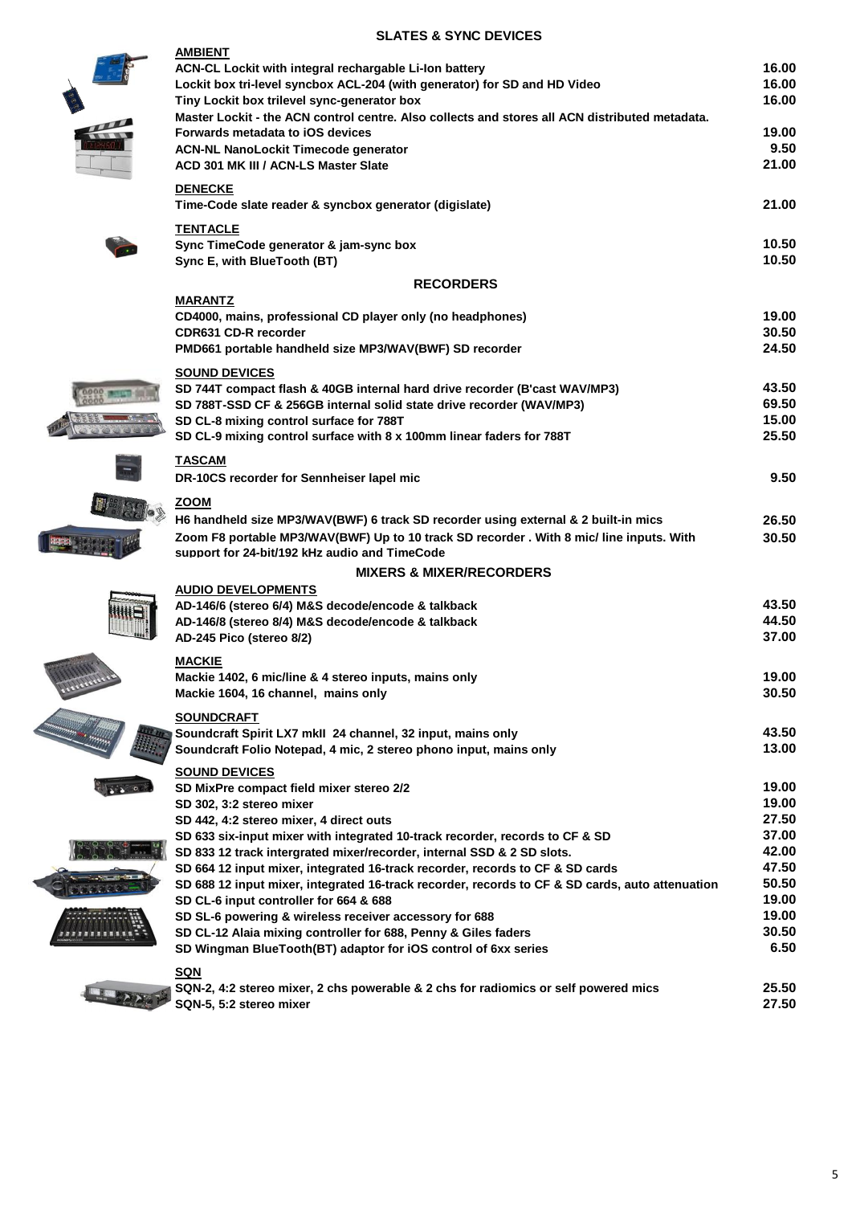## SLATES & SYNC DEVICES

**AMBIENT**

| Item | Price |
|---|---|
| ACN-CL Lockit with integral rechargable Li-Ion battery | 16.00 |
| Lockit box tri-level syncbox ACL-204 (with generator) for SD and HD Video | 16.00 |
| Tiny Lockit box trilevel sync-generator box | 16.00 |
| Master Lockit - the ACN control centre. Also collects and stores all ACN distributed metadata. Forwards metadata to iOS devices | 19.00 |
| ACN-NL NanoLockit Timecode generator | 9.50 |
| ACD 301 MK III / ACN-LS Master Slate | 21.00 |

**DENECKE**

| Item | Price |
|---|---|
| Time-Code slate reader & syncbox generator (digislate) | 21.00 |

**TENTACLE**

| Item | Price |
|---|---|
| Sync TimeCode generator & jam-sync box | 10.50 |
| Sync E, with BlueTooth (BT) | 10.50 |

## RECORDERS

**MARANTZ**

| Item | Price |
|---|---|
| CD4000, mains, professional CD player only (no headphones) | 19.00 |
| CDR631 CD-R recorder | 30.50 |
| PMD661 portable handheld size MP3/WAV(BWF) SD recorder | 24.50 |

**SOUND DEVICES**

| Item | Price |
|---|---|
| SD 744T compact flash & 40GB internal hard drive recorder (B'cast WAV/MP3) | 43.50 |
| SD 788T-SSD CF & 256GB internal solid state drive recorder (WAV/MP3) | 69.50 |
| SD CL-8 mixing control surface for 788T | 15.00 |
| SD CL-9 mixing control surface with 8 x 100mm linear faders for 788T | 25.50 |

**TASCAM**

| Item | Price |
|---|---|
| DR-10CS recorder for Sennheiser lapel mic | 9.50 |

**ZOOM**

| Item | Price |
|---|---|
| H6 handheld size MP3/WAV(BWF) 6 track SD recorder using external & 2 built-in mics | 26.50 |
| Zoom F8 portable MP3/WAV(BWF) Up to 10 track SD recorder . With 8 mic/ line inputs. With support for 24-bit/192 kHz audio and TimeCode | 30.50 |

## MIXERS & MIXER/RECORDERS

**AUDIO DEVELOPMENTS**

| Item | Price |
|---|---|
| AD-146/6 (stereo 6/4) M&S decode/encode & talkback | 43.50 |
| AD-146/8 (stereo 8/4) M&S decode/encode & talkback | 44.50 |
| AD-245 Pico (stereo 8/2) | 37.00 |

**MACKIE**

| Item | Price |
|---|---|
| Mackie 1402, 6 mic/line & 4 stereo inputs, mains only | 19.00 |
| Mackie 1604, 16 channel, mains only | 30.50 |

**SOUNDCRAFT**

| Item | Price |
|---|---|
| Soundcraft Spirit LX7 mkII 24 channel, 32 input, mains only | 43.50 |
| Soundcraft Folio Notepad, 4 mic, 2 stereo phono input, mains only | 13.00 |

**SOUND DEVICES**

| Item | Price |
|---|---|
| SD MixPre compact field mixer stereo 2/2 | 19.00 |
| SD 302, 3:2 stereo mixer | 19.00 |
| SD 442, 4:2 stereo mixer, 4 direct outs | 27.50 |
| SD 633 six-input mixer with integrated 10-track recorder, records to CF & SD | 37.00 |
| SD 833 12 track intergrated mixer/recorder, internal SSD & 2 SD slots. | 42.00 |
| SD 664 12 input mixer, integrated 16-track recorder, records to CF & SD cards | 47.50 |
| SD 688 12 input mixer, integrated 16-track recorder, records to CF & SD cards, auto attenuation | 50.50 |
| SD CL-6 input controller for 664 & 688 | 19.00 |
| SD SL-6 powering & wireless receiver accessory for 688 | 19.00 |
| SD CL-12 Alaia mixing controller for 688, Penny & Giles faders | 30.50 |
| SD Wingman BlueTooth(BT) adaptor for iOS control of 6xx series | 6.50 |

**SQN**

| Item | Price |
|---|---|
| SQN-2, 4:2 stereo mixer, 2 chs powerable & 2 chs for radiomics or self powered mics | 25.50 |
| SQN-5, 5:2 stereo mixer | 27.50 |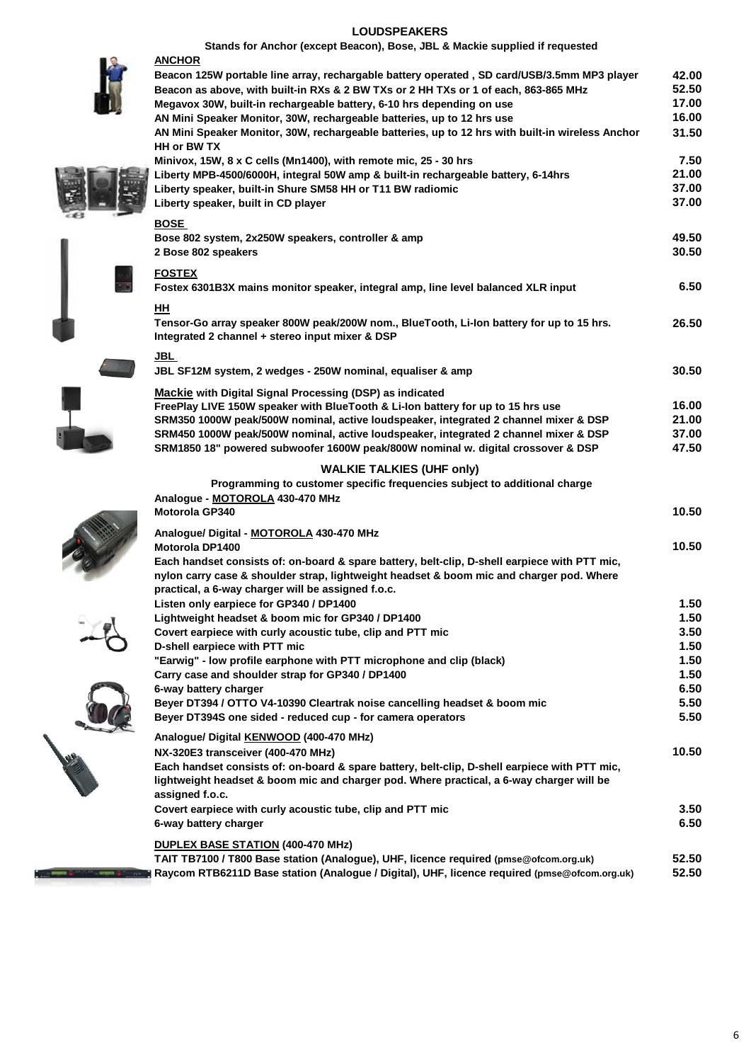# LOUDSPEAKERS

**Stands for Anchor (except Beacon), Bose, JBL & Mackie supplied if requested**

**ANCHOR**

| | |
|---|---|
| Beacon 125W portable line array, rechargable battery operated , SD card/USB/3.5mm MP3 player | 42.00 |
| Beacon as above, with built-in RXs & 2 BW TXs or 2 HH TXs or 1 of each, 863-865 MHz | 52.50 |
| Megavox 30W, built-in rechargeable battery, 6-10 hrs depending on use | 17.00 |
| AN Mini Speaker Monitor, 30W, rechargeable batteries, up to 12 hrs use | 16.00 |
| AN Mini Speaker Monitor, 30W, rechargeable batteries, up to 12 hrs with built-in wireless Anchor HH or BW TX | 31.50 |
| Minivox, 15W, 8 x C cells (Mn1400), with remote mic, 25 - 30 hrs | 7.50 |
| Liberty MPB-4500/6000H, integral 50W amp & built-in rechargeable battery, 6-14hrs | 21.00 |
| Liberty speaker, built-in Shure SM58 HH or T11 BW radiomic | 37.00 |
| Liberty speaker, built in CD player | 37.00 |

**BOSE**

| | |
|---|---|
| Bose 802 system, 2x250W speakers, controller & amp | 49.50 |
| 2 Bose 802 speakers | 30.50 |

**FOSTEX**

| | |
|---|---|
| Fostex 6301B3X mains monitor speaker, integral amp, line level balanced XLR input | 6.50 |

**HH**

| | |
|---|---|
| Tensor-Go array speaker 800W peak/200W nom., BlueTooth, Li-Ion battery for up to 15 hrs. Integrated 2 channel + stereo input mixer & DSP | 26.50 |

**JBL**

| | |
|---|---|
| JBL SF12M system, 2 wedges - 250W nominal, equaliser & amp | 30.50 |

**Mackie with Digital Signal Processing (DSP) as indicated**

| | |
|---|---|
| FreePlay LIVE 150W speaker with BlueTooth & Li-Ion battery for up to 15 hrs use | 16.00 |
| SRM350 1000W peak/500W nominal, active loudspeaker, integrated 2 channel mixer & DSP | 21.00 |
| SRM450 1000W peak/500W nominal, active loudspeaker, integrated 2 channel mixer & DSP | 37.00 |
| SRM1850 18" powered subwoofer 1600W peak/800W nominal w. digital crossover & DSP | 47.50 |

# WALKIE TALKIES (UHF only)

**Programming to customer specific frequencies subject to additional charge**

**Analogue - MOTOROLA 430-470 MHz**

| | |
|---|---|
| Motorola GP340 | 10.50 |

**Analogue/ Digital - MOTOROLA 430-470 MHz**

| | |
|---|---|
| Motorola DP1400 | 10.50 |

**Each handset consists of: on-board & spare battery, belt-clip, D-shell earpiece with PTT mic, nylon carry case & shoulder strap, lightweight headset & boom mic and charger pod. Where practical, a 6-way charger will be assigned f.o.c.**

| | |
|---|---|
| Listen only earpiece for GP340 / DP1400 | 1.50 |
| Lightweight headset & boom mic for GP340 / DP1400 | 1.50 |
| Covert earpiece with curly acoustic tube, clip and PTT mic | 3.50 |
| D-shell earpiece with PTT mic | 1.50 |
| "Earwig" - low profile earphone with PTT microphone and clip (black) | 1.50 |
| Carry case and shoulder strap for GP340 / DP1400 | 1.50 |
| 6-way battery charger | 6.50 |
| Beyer DT394 / OTTO V4-10390 Cleartrak noise cancelling headset & boom mic | 5.50 |
| Beyer DT394S one sided - reduced cup - for camera operators | 5.50 |

**Analogue/ Digital KENWOOD (400-470 MHz)**

| | |
|---|---|
| NX-320E3 transceiver (400-470 MHz) | 10.50 |

**Each handset consists of: on-board & spare battery, belt-clip, D-shell earpiece with PTT mic, lightweight headset & boom mic and charger pod. Where practical, a 6-way charger will be assigned f.o.c.**

| | |
|---|---|
| Covert earpiece with curly acoustic tube, clip and PTT mic | 3.50 |
| 6-way battery charger | 6.50 |

**DUPLEX BASE STATION (400-470 MHz)**

| | |
|---|---|
| TAIT TB7100 / T800 Base station (Analogue), UHF, licence required (pmse@ofcom.org.uk) | 52.50 |
| Raycom RTB6211D Base station (Analogue / Digital), UHF, licence required (pmse@ofcom.org.uk) | 52.50 |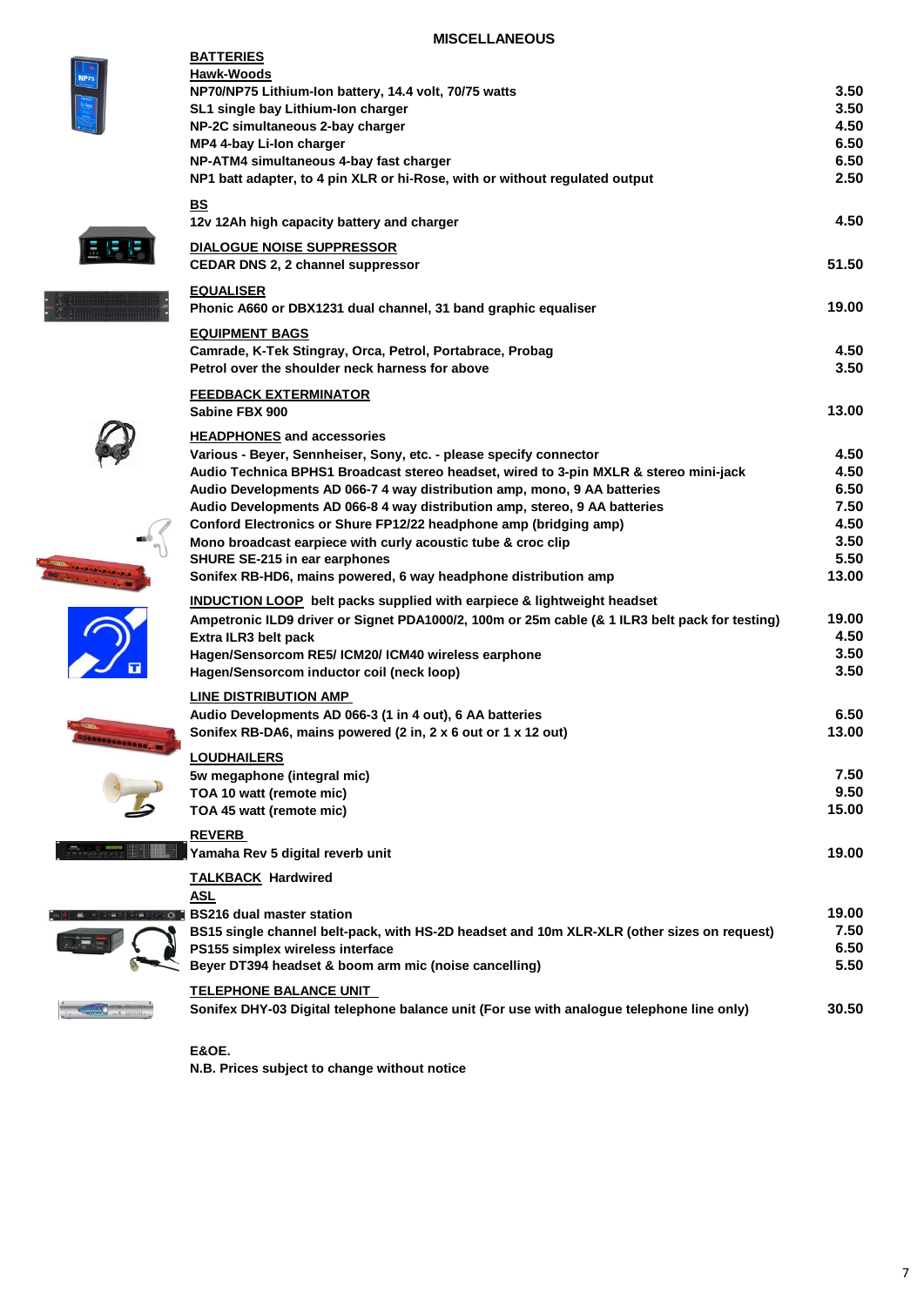# MISCELLANEOUS

**BATTERIES**

**Hawk-Woods**

| | |
|---|---|
| NP70/NP75 Lithium-Ion battery, 14.4 volt, 70/75 watts | 3.50 |
| SL1 single bay Lithium-Ion charger | 3.50 |
| NP-2C simultaneous 2-bay charger | 4.50 |
| MP4 4-bay Li-Ion charger | 6.50 |
| NP-ATM4 simultaneous 4-bay fast charger | 6.50 |
| NP1 batt adapter, to 4 pin XLR or hi-Rose, with or without regulated output | 2.50 |

**BS**

| | |
|---|---|
| 12v 12Ah high capacity battery and charger | 4.50 |

**DIALOGUE NOISE SUPPRESSOR**

| | |
|---|---|
| CEDAR DNS 2, 2 channel suppressor | 51.50 |

**EQUALISER**

| | |
|---|---|
| Phonic A660 or DBX1231 dual channel, 31 band graphic equaliser | 19.00 |

**EQUIPMENT BAGS**

| | |
|---|---|
| Camrade, K-Tek Stingray, Orca, Petrol, Portabrace, Probag | 4.50 |
| Petrol over the shoulder neck harness for above | 3.50 |

**FEEDBACK EXTERMINATOR**

| | |
|---|---|
| Sabine FBX 900 | 13.00 |

**HEADPHONES and accessories**

| | |
|---|---|
| Various - Beyer, Sennheiser, Sony, etc. - please specify connector | 4.50 |
| Audio Technica BPHS1 Broadcast stereo headset, wired to 3-pin MXLR & stereo mini-jack | 4.50 |
| Audio Developments AD 066-7 4 way distribution amp, mono, 9 AA batteries | 6.50 |
| Audio Developments AD 066-8 4 way distribution amp, stereo, 9 AA batteries | 7.50 |
| Conford Electronics or Shure FP12/22 headphone amp (bridging amp) | 4.50 |
| Mono broadcast earpiece with curly acoustic tube & croc clip | 3.50 |
| SHURE SE-215 in ear earphones | 5.50 |
| Sonifex RB-HD6, mains powered, 6 way headphone distribution amp | 13.00 |

**INDUCTION LOOP** belt packs supplied with earpiece & lightweight headset

| | |
|---|---|
| Ampetronic ILD9 driver or Signet PDA1000/2, 100m or 25m cable (& 1 ILR3 belt pack for testing) | 19.00 |
| Extra ILR3 belt pack | 4.50 |
| Hagen/Sensorcom RE5/ ICM20/ ICM40 wireless earphone | 3.50 |
| Hagen/Sensorcom inductor coil (neck loop) | 3.50 |

**LINE DISTRIBUTION AMP**

| | |
|---|---|
| Audio Developments AD 066-3 (1 in 4 out), 6 AA batteries | 6.50 |
| Sonifex RB-DA6, mains powered (2 in, 2 x 6 out or 1 x 12 out) | 13.00 |

**LOUDHAILERS**

| | |
|---|---|
| 5w megaphone (integral mic) | 7.50 |
| TOA 10 watt (remote mic) | 9.50 |
| TOA 45 watt (remote mic) | 15.00 |

**REVERB**

| | |
|---|---|
| Yamaha Rev 5 digital reverb unit | 19.00 |

**TALKBACK** Hardwired

**ASL**

| | |
|---|---|
| BS216 dual master station | 19.00 |
| BS15 single channel belt-pack, with HS-2D headset and 10m XLR-XLR (other sizes on request) | 7.50 |
| PS155 simplex wireless interface | 6.50 |
| Beyer DT394 headset & boom arm mic (noise cancelling) | 5.50 |

**TELEPHONE BALANCE UNIT**

| | |
|---|---|
| Sonifex DHY-03 Digital telephone balance unit (For use with analogue telephone line only) | 30.50 |

E&OE.

N.B. Prices subject to change without notice